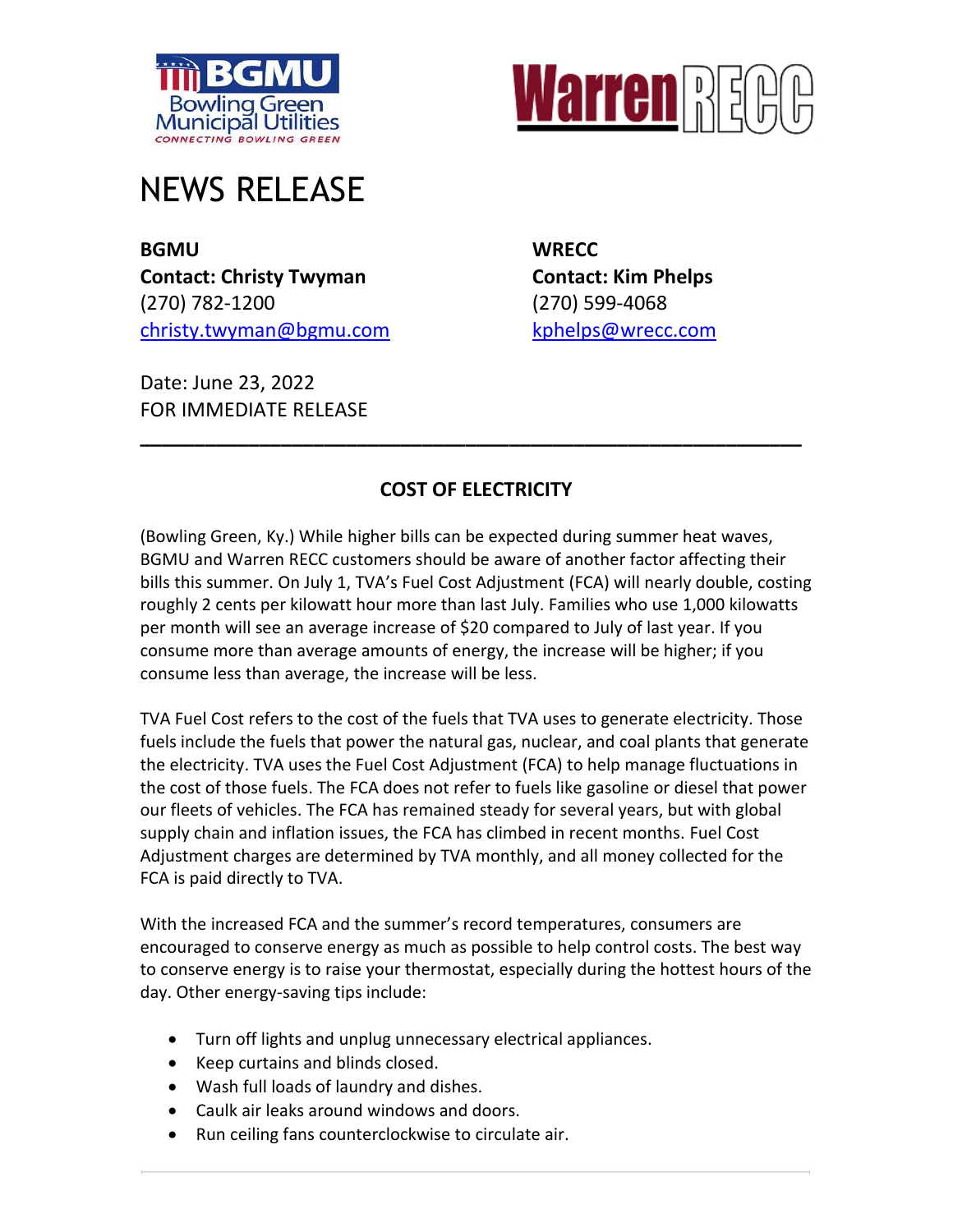# NEWS RELEASE

**BGMU**
**Contact: Christy Twyman**
(270) 782-1200
christy.twyman@bgmu.com

**WRECC**
**Contact: Kim Phelps**
(270) 599-4068
kphelps@wrecc.com

Date: June 23, 2022
FOR IMMEDIATE RELEASE

---

## COST OF ELECTRICITY

(Bowling Green, Ky.) While higher bills can be expected during summer heat waves, BGMU and Warren RECC customers should be aware of another factor affecting their bills this summer. On July 1, TVA's Fuel Cost Adjustment (FCA) will nearly double, costing roughly 2 cents per kilowatt hour more than last July. Families who use 1,000 kilowatts per month will see an average increase of $20 compared to July of last year. If you consume more than average amounts of energy, the increase will be higher; if you consume less than average, the increase will be less.

TVA Fuel Cost refers to the cost of the fuels that TVA uses to generate electricity. Those fuels include the fuels that power the natural gas, nuclear, and coal plants that generate the electricity. TVA uses the Fuel Cost Adjustment (FCA) to help manage fluctuations in the cost of those fuels. The FCA does not refer to fuels like gasoline or diesel that power our fleets of vehicles. The FCA has remained steady for several years, but with global supply chain and inflation issues, the FCA has climbed in recent months. Fuel Cost Adjustment charges are determined by TVA monthly, and all money collected for the FCA is paid directly to TVA.

With the increased FCA and the summer's record temperatures, consumers are encouraged to conserve energy as much as possible to help control costs. The best way to conserve energy is to raise your thermostat, especially during the hottest hours of the day. Other energy-saving tips include:

- Turn off lights and unplug unnecessary electrical appliances.
- Keep curtains and blinds closed.
- Wash full loads of laundry and dishes.
- Caulk air leaks around windows and doors.
- Run ceiling fans counterclockwise to circulate air.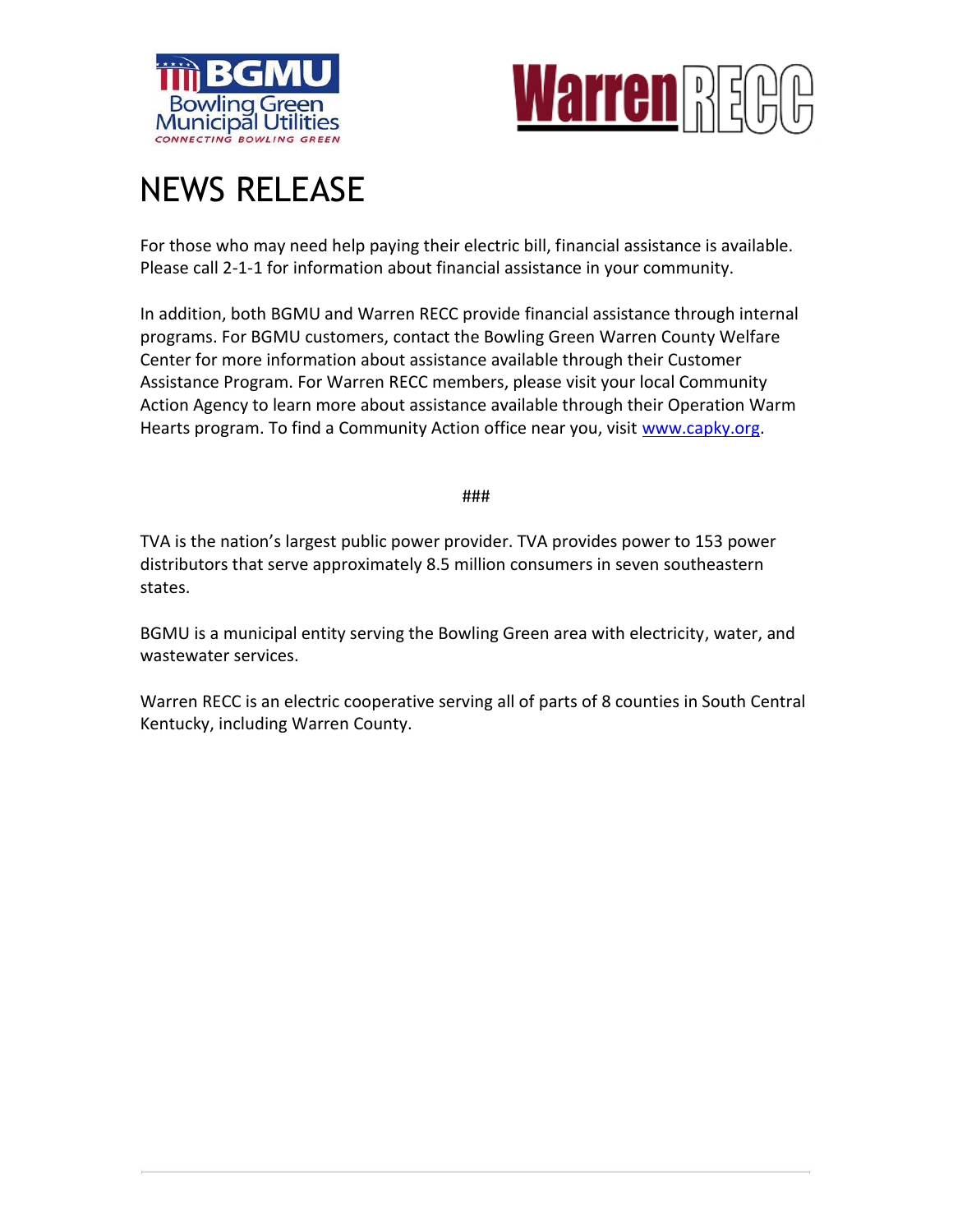# NEWS RELEASE

For those who may need help paying their electric bill, financial assistance is available. Please call 2-1-1 for information about financial assistance in your community.

In addition, both BGMU and Warren RECC provide financial assistance through internal programs. For BGMU customers, contact the Bowling Green Warren County Welfare Center for more information about assistance available through their Customer Assistance Program. For Warren RECC members, please visit your local Community Action Agency to learn more about assistance available through their Operation Warm Hearts program. To find a Community Action office near you, visit www.capky.org.

###

TVA is the nation's largest public power provider. TVA provides power to 153 power distributors that serve approximately 8.5 million consumers in seven southeastern states.

BGMU is a municipal entity serving the Bowling Green area with electricity, water, and wastewater services.

Warren RECC is an electric cooperative serving all of parts of 8 counties in South Central Kentucky, including Warren County.